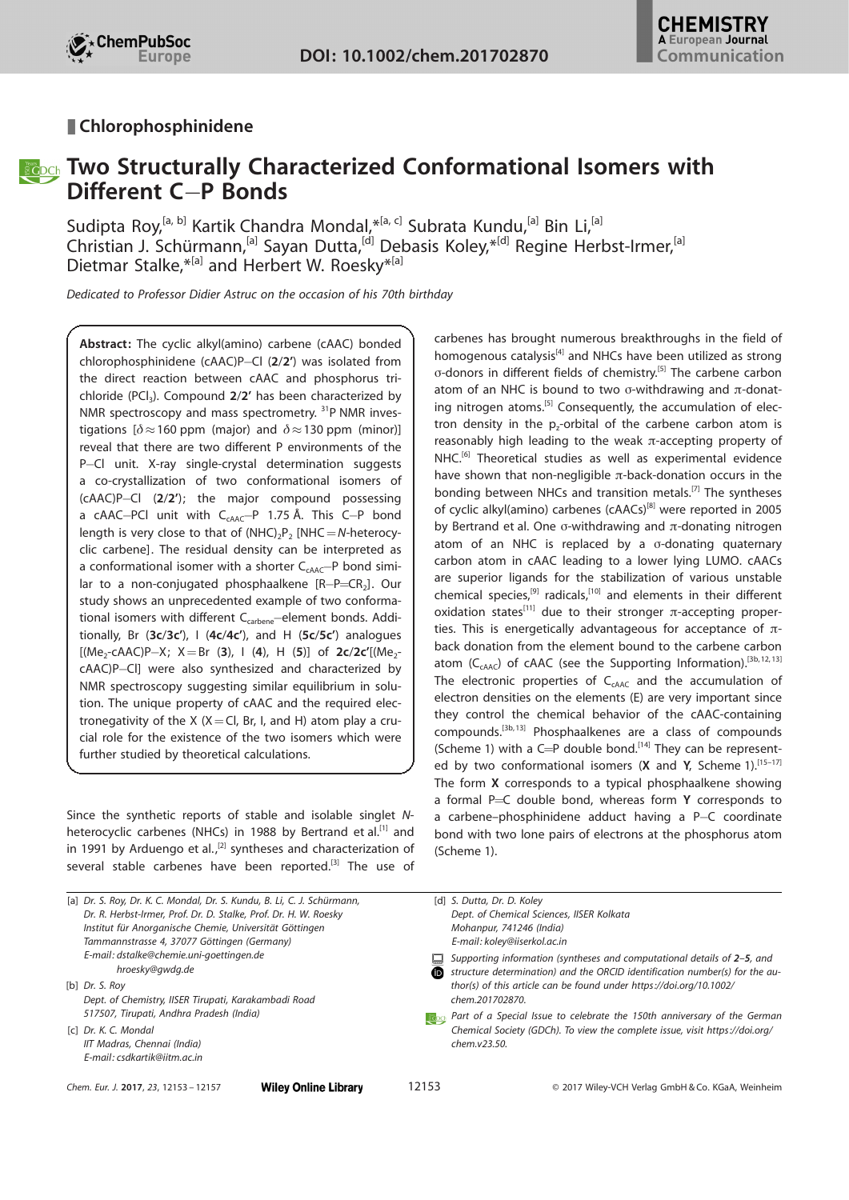## Chlorophosphinidene

# Two Structurally Characterized Conformational Isomers with Different C–P Bonds

Sudipta Roy,[a, b] Kartik Chandra Mondal,*[a, c] Subrata Kundu,[a] Bin Li,[a] Christian J. Schürmann,[a] Sayan Dutta,[d] Debasis Koley,*[d] Regine Herbst-Irmer,[a] Dietmar Stalke,*[a] and Herbert W. Roesky*[a]

*Dedicated to Professor Didier Astruc on the occasion of his 70th birthday*

**Abstract:** The cyclic alkyl(amino) carbene (cAAC) bonded chlorophosphinidene (cAAC)P–Cl (**2**/**2′**) was isolated from the direct reaction between cAAC and phosphorus trichloride ($PCl_3$). Compound **2**/**2′** has been characterized by NMR spectroscopy and mass spectrometry. $^{31}P$ NMR investigations [$\delta \approx 160$ ppm (major) and $\delta \approx 130$ ppm (minor)] reveal that there are two different P environments of the P–Cl unit. X-ray single-crystal determination suggests a co-crystallization of two conformational isomers of (cAAC)P–Cl (**2**/**2′**); the major compound possessing a cAAC–PCl unit with $C_{cAAC}$–P 1.75 Å. This C–P bond length is very close to that of $(NHC)_2P_2$ [NHC = *N*-heterocyclic carbene]. The residual density can be interpreted as a conformational isomer with a shorter $C_{cAAC}$–P bond similar to a non-conjugated phosphaalkene [R–P=CR$_2$]. Our study shows an unprecedented example of two conformational isomers with different $C_{carbene}$–element bonds. Additionally, Br (**3c**/**3c′**), I (**4c**/**4c′**), and H (**5c**/**5c′**) analogues [(Me$_2$-cAAC)P–X; X = Br (**3**), I (**4**), H (**5**)] of **2c**/**2c′**[(Me$_2$-cAAC)P–Cl] were also synthesized and characterized by NMR spectroscopy suggesting similar equilibrium in solution. The unique property of cAAC and the required electronegativity of the X (X = Cl, Br, I, and H) atom play a crucial role for the existence of the two isomers which were further studied by theoretical calculations.

Since the synthetic reports of stable and isolable singlet *N*-heterocyclic carbenes (NHCs) in 1988 by Bertrand et al.[1] and in 1991 by Arduengo et al.,[2] syntheses and characterization of several stable carbenes have been reported.[3] The use of carbenes has brought numerous breakthroughs in the field of homogenous catalysis[4] and NHCs have been utilized as strong σ-donors in different fields of chemistry.[5] The carbene carbon atom of an NHC is bound to two σ-withdrawing and π-donating nitrogen atoms.[5] Consequently, the accumulation of electron density in the $p_z$-orbital of the carbene carbon atom is reasonably high leading to the weak π-accepting property of NHC.[6] Theoretical studies as well as experimental evidence have shown that non-negligible π-back-donation occurs in the bonding between NHCs and transition metals.[7] The syntheses of cyclic alkyl(amino) carbenes (cAACs)[8] were reported in 2005 by Bertrand et al. One σ-withdrawing and π-donating nitrogen atom of an NHC is replaced by a σ-donating quaternary carbon atom in cAAC leading to a lower lying LUMO. cAACs are superior ligands for the stabilization of various unstable chemical species,[9] radicals,[10] and elements in their different oxidation states[11] due to their stronger π-accepting properties. This is energetically advantageous for acceptance of π-back donation from the element bound to the carbene carbon atom ($C_{cAAC}$) of cAAC (see the Supporting Information).[3b,12,13] The electronic properties of $C_{cAAC}$ and the accumulation of electron densities on the elements (E) are very important since they control the chemical behavior of the cAAC-containing compounds.[3b,13] Phosphaalkenes are a class of compounds (Scheme 1) with a C=P double bond.[14] They can be represented by two conformational isomers (**X** and **Y**, Scheme 1).[15–17] The form **X** corresponds to a typical phosphaalkene showing a formal P=C double bond, whereas form **Y** corresponds to a carbene–phosphinidene adduct having a P–C coordinate bond with two lone pairs of electrons at the phosphorus atom (Scheme 1).

[a] Dr. S. Roy, Dr. K. C. Mondal, Dr. S. Kundu, B. Li, C. J. Schürmann, Dr. R. Herbst-Irmer, Prof. Dr. D. Stalke, Prof. Dr. H. W. Roesky
Institut für Anorganische Chemie, Universität Göttingen
Tammannstrasse 4, 37077 Göttingen (Germany)
E-mail: dstalke@chemie.uni-goettingen.de
hroesky@gwdg.de

[b] Dr. S. Roy
Dept. of Chemistry, IISER Tirupati, Karakambadi Road
517507, Tirupati, Andhra Pradesh (India)

[c] Dr. K. C. Mondal
IIT Madras, Chennai (India)
E-mail: csdkartik@iitm.ac.in

[d] S. Dutta, Dr. D. Koley
Dept. of Chemical Sciences, IISER Kolkata
Mohanpur, 741246 (India)
E-mail: koley@iiserkol.ac.in

Supporting information (syntheses and computational details of **2**–**5**, and structure determination) and the ORCID identification number(s) for the author(s) of this article can be found under https://doi.org/10.1002/chem.201702870.

Part of a Special Issue to celebrate the 150th anniversary of the German Chemical Society (GDCh). To view the complete issue, visit https://doi.org/chem.v23.50.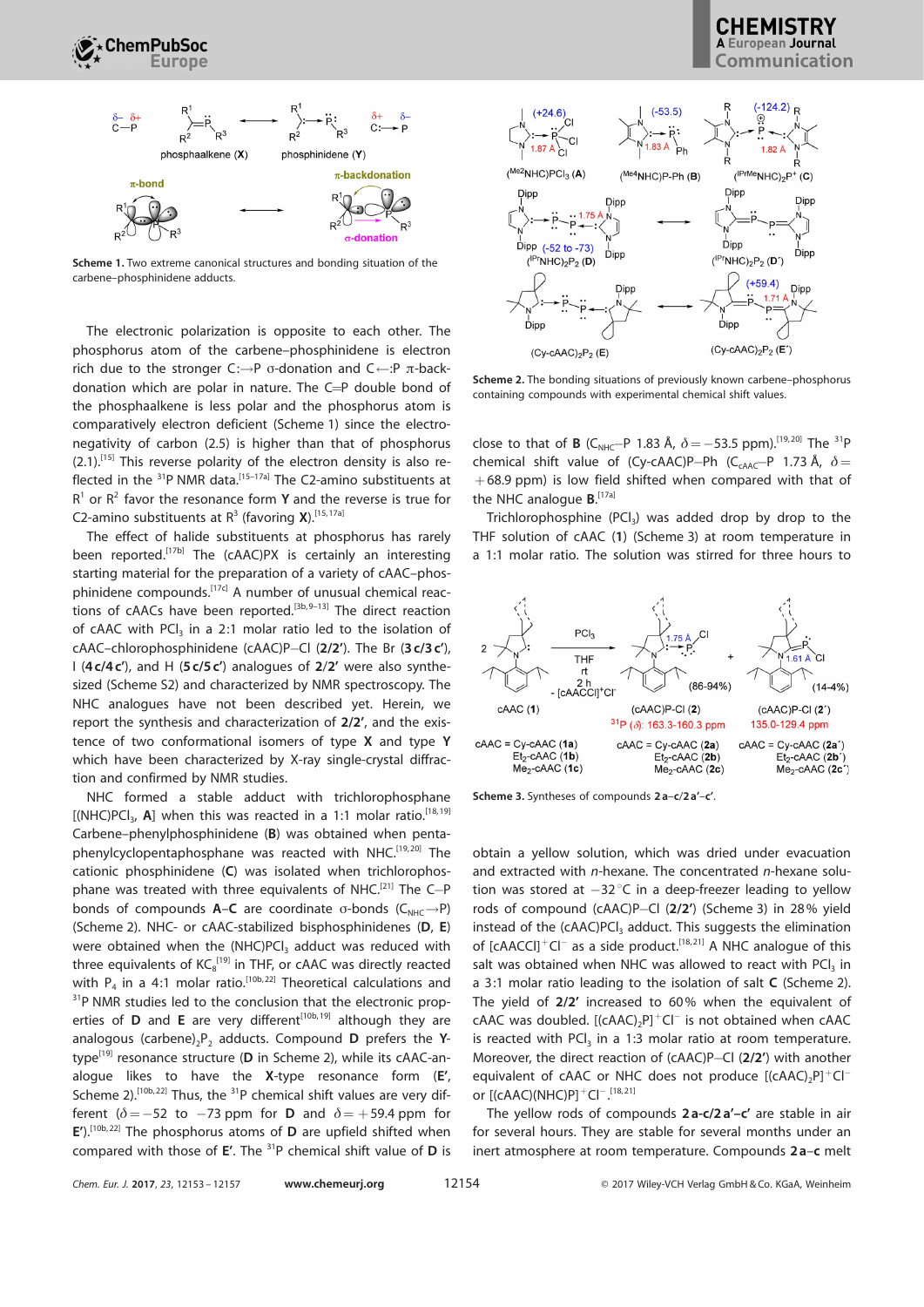Scheme 1. Two extreme canonical structures and bonding situation of the carbene–phosphinidene adducts.

The electronic polarization is opposite to each other. The phosphorus atom of the carbene–phosphinidene is electron rich due to the stronger C:→P σ-donation and C←:P π-backdonation which are polar in nature. The C=P double bond of the phosphaalkene is less polar and the phosphorus atom is comparatively electron deficient (Scheme 1) since the electronegativity of carbon (2.5) is higher than that of phosphorus (2.1).[15] This reverse polarity of the electron density is also reflected in the $^{31}$P NMR data.[15–17a] The C2-amino substituents at $R^1$ or $R^2$ favor the resonance form **Y** and the reverse is true for C2-amino substituents at $R^3$ (favoring **X**).[15,17a]

The effect of halide substituents at phosphorus has rarely been reported.[17b] The (cAAC)PX is certainly an interesting starting material for the preparation of a variety of cAAC–phosphinidene compounds.[17c] A number of unusual chemical reactions of cAACs have been reported.[3b,9–13] The direct reaction of cAAC with $PCl_3$ in a 2:1 molar ratio led to the isolation of cAAC–chlorophosphinidene (cAAC)P–Cl (**2**/**2′**). The Br (**3c**/**3c′**), I (**4c**/**4c′**), and H (**5c**/**5c′**) analogues of **2**/**2′** were also synthesized (Scheme S2) and characterized by NMR spectroscopy. The NHC analogues have not been described yet. Herein, we report the synthesis and characterization of **2**/**2′**, and the existence of two conformational isomers of type **X** and type **Y** which have been characterized by X-ray single-crystal diffraction and confirmed by NMR studies.

NHC formed a stable adduct with trichlorophosphane [(NHC)$PCl_3$, **A**] when this was reacted in a 1:1 molar ratio.[18,19] Carbene–phenylphosphinidene (**B**) was obtained when pentaphenylcyclopentaphosphane was reacted with NHC.[19,20] The cationic phosphinidene (**C**) was isolated when trichlorophosphane was treated with three equivalents of NHC.[21] The C–P bonds of compounds **A**–**C** are coordinate σ-bonds ($C_{NHC}$→P) (Scheme 2). NHC- or cAAC-stabilized bisphosphinidenes (**D**, **E**) were obtained when the (NHC)$PCl_3$ adduct was reduced with three equivalents of $KC_8$[19] in THF, or cAAC was directly reacted with $P_4$ in a 4:1 molar ratio.[10b,22] Theoretical calculations and $^{31}$P NMR studies led to the conclusion that the electronic properties of **D** and **E** are very different[10b,19] although they are analogous (carbene)$_2P_2$ adducts. Compound **D** prefers the **Y**-type[19] resonance structure (**D** in Scheme 2), while its cAAC-analogue likes to have the **X**-type resonance form (**E′**, Scheme 2).[10b,22] Thus, the $^{31}$P chemical shift values are very different ($\delta = -52$ to $-73$ ppm for **D** and $\delta = +59.4$ ppm for **E′**).[10b,22] The phosphorus atoms of **D** are upfield shifted when compared with those of **E′**. The $^{31}$P chemical shift value of **D** is close to that of **B** ($C_{NHC}$–P 1.83 Å, $\delta = -53.5$ ppm).[19,20] The $^{31}$P chemical shift value of (Cy-cAAC)P–Ph ($C_{cAAC}$–P 1.73 Å, $\delta = +68.9$ ppm) is low field shifted when compared with that of the NHC analogue **B**.[17a]

Scheme 2. The bonding situations of previously known carbene–phosphorus containing compounds with experimental chemical shift values.

Trichlorophosphine ($PCl_3$) was added drop by drop to the THF solution of cAAC (**1**) (Scheme 3) at room temperature in a 1:1 molar ratio. The solution was stirred for three hours to obtain a yellow solution, which was dried under evacuation and extracted with *n*-hexane. The concentrated *n*-hexane solution was stored at −32 °C in a deep-freezer leading to yellow rods of compound (cAAC)P–Cl (**2**/**2′**) (Scheme 3) in 28% yield instead of the (cAAC)$PCl_3$ adduct. This suggests the elimination of [cAACCl]$^+$Cl$^-$ as a side product.[18,21] A NHC analogue of this salt was obtained when NHC was allowed to react with $PCl_3$ in a 3:1 molar ratio leading to the isolation of salt **C** (Scheme 2). The yield of **2**/**2′** increased to 60% when the equivalent of cAAC was doubled. [(cAAC)$_2$P]$^+$Cl$^-$ is not obtained when cAAC is reacted with $PCl_3$ in a 1:3 molar ratio at room temperature. Moreover, the direct reaction of (cAAC)P–Cl (**2**/**2′**) with another equivalent of cAAC or NHC does not produce [(cAAC)$_2$P]$^+$Cl$^-$ or [(cAAC)(NHC)P]$^+$Cl$^-$.[18,21]

Scheme 3. Syntheses of compounds **2a**–**c**/**2a′**–**c′**.

The yellow rods of compounds **2a**-**c**/**2a′**–**c′** are stable in air for several hours. They are stable for several months under an inert atmosphere at room temperature. Compounds **2a**–**c** melt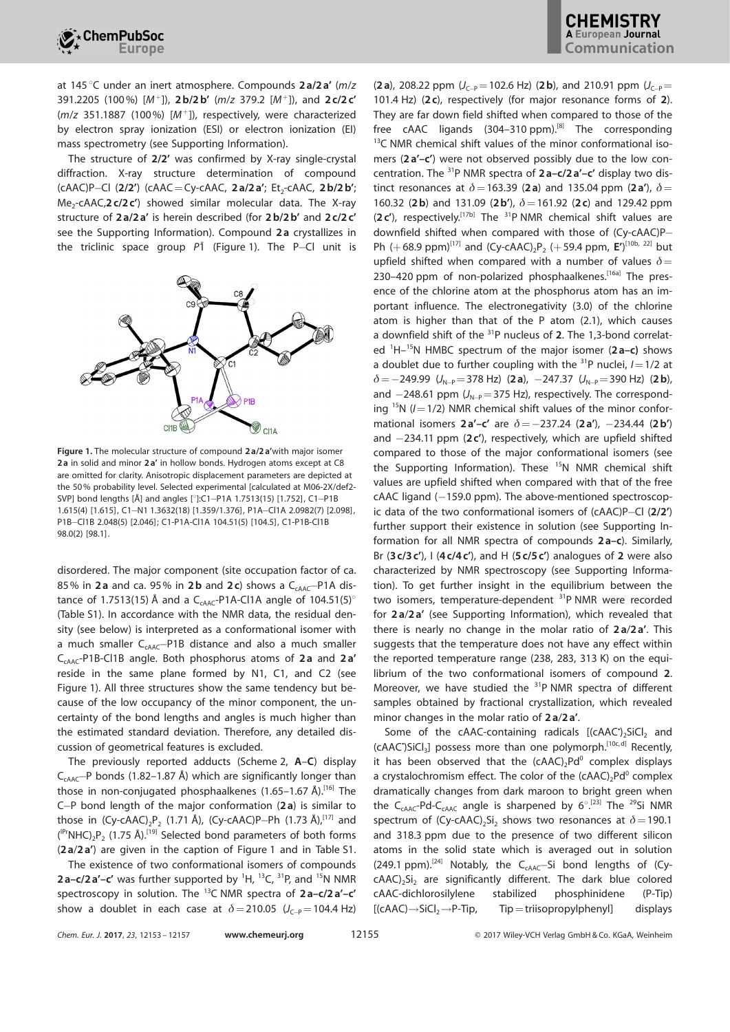at 145 °C under an inert atmosphere. Compounds **2a**/**2a′** (*m/z* 391.2205 (100%) [$M^+$]), **2b**/**2b′** (*m/z* 379.2 [$M^+$]), and **2c**/**2c′** (*m/z* 351.1887 (100%) [$M^+$]), respectively, were characterized by electron spray ionization (ESI) or electron ionization (EI) mass spectrometry (see Supporting Information).

The structure of **2**/**2′** was confirmed by X-ray single-crystal diffraction. X-ray structure determination of compound (cAAC)P−Cl (**2**/**2′**) (cAAC = Cy-cAAC, **2a**/**2a′**; $Et_2$-cAAC, **2b**/**2b′**; $Me_2$-cAAC, **2c**/**2c′**) showed similar molecular data. The X-ray structure of **2a**/**2a′** is herein described (for **2b**/**2b′** and **2c**/**2c′** see the Supporting Information). Compound **2a** crystallizes in the triclinic space group $P\bar{1}$ (Figure 1). The P−Cl unit is disordered. The major component (site occupation factor of ca. 85% in **2a** and ca. 95% in **2b** and **2c**) shows a $C_{cAAC}$−P1A distance of 1.7513(15) Å and a $C_{cAAC}$-P1A-Cl1A angle of 104.51(5)° (Table S1). In accordance with the NMR data, the residual density (see below) is interpreted as a conformational isomer with a much smaller $C_{cAAC}$−P1B distance and also a much smaller $C_{cAAC}$-P1B-Cl1B angle. Both phosphorus atoms of **2a** and **2a′** reside in the same plane formed by N1, C1, and C2 (see Figure 1). All three structures show the same tendency but because of the low occupancy of the minor component, the uncertainty of the bond lengths and angles is much higher than the estimated standard deviation. Therefore, any detailed discussion of geometrical features is excluded.

**Figure 1.** The molecular structure of compound **2a**/**2a′** with major isomer **2a** in solid and minor **2a′** in hollow bonds. Hydrogen atoms except at C8 are omitted for clarity. Anisotropic displacement parameters are depicted at the 50% probability level. Selected experimental [calculated at M06-2X/def2-SVP] bond lengths [Å] and angles [°]: C1−P1A 1.7513(15) [1.752], C1−P1B 1.615(4) [1.615], C1−N1 1.3632(18) [1.359/1.376], P1A−Cl1A 2.0982(7) [2.098], P1B−Cl1B 2.048(5) [2.046]; C1-P1A-Cl1A 104.51(5) [104.5], C1-P1B-Cl1B 98.0(2) [98.1].

The previously reported adducts (Scheme 2, **A**–**C**) display $C_{cAAC}$−P bonds (1.82–1.87 Å) which are significantly longer than those in non-conjugated phosphaalkenes (1.65–1.67 Å).[16] The C−P bond length of the major conformation (**2a**) is similar to those in $(Cy\text{-}cAAC)_2P_2$ (1.71 Å), (Cy-cAAC)P−Ph (1.73 Å),[17] and $(^{iPr}NHC)_2P_2$ (1.75 Å).[19] Selected bond parameters of both forms (**2a**/**2a′**) are given in the caption of Figure 1 and in Table S1.

The existence of two conformational isomers of compounds **2a–c**/**2a′–c′** was further supported by $^1H$, $^{13}C$, $^{31}P$, and $^{15}N$ NMR spectroscopy in solution. The $^{13}C$ NMR spectra of **2a–c**/**2a′–c′** show a doublet in each case at $\delta = 210.05$ ($J_{C-P} = 104.4$ Hz) (**2a**), 208.22 ppm ($J_{C-P} = 102.6$ Hz) (**2b**), and 210.91 ppm ($J_{C-P} = 101.4$ Hz) (**2c**), respectively (for major resonance forms of **2**). They are far down field shifted when compared to those of the free cAAC ligands (304–310 ppm).[8] The corresponding $^{13}C$ NMR chemical shift values of the minor conformational isomers (**2a′–c′**) were not observed possibly due to the low concentration. The $^{31}P$ NMR spectra of **2a–c**/**2a′–c′** display two distinct resonances at $\delta = 163.39$ (**2a**) and 135.04 ppm (**2a′**), $\delta = 160.32$ (**2b**) and 131.09 (**2b′**), $\delta = 161.92$ (**2c**) and 129.42 ppm (**2c′**), respectively.[17b] The $^{31}P$ NMR chemical shift values are downfield shifted when compared with those of (Cy-cAAC)P−Ph (+68.9 ppm)[17] and $(Cy\text{-}cAAC)_2P_2$ (+59.4 ppm, **E′**)[10b, 22] but upfield shifted when compared with a number of values $\delta = 230$–420 ppm of non-polarized phosphaalkenes.[16a] The presence of the chlorine atom at the phosphorus atom has an important influence. The electronegativity (3.0) of the chlorine atom is higher than that of the P atom (2.1), which causes a downfield shift of the $^{31}P$ nucleus of **2**. The 1,3-bond correlated $^1H$–$^{15}N$ HMBC spectrum of the major isomer (**2a–c**) shows a doublet due to further coupling with the $^{31}P$ nuclei, $I = 1/2$ at $\delta = -249.99$ ($J_{N-P} = 378$ Hz) (**2a**), $-247.37$ ($J_{N-P} = 390$ Hz) (**2b**), and $-248.61$ ppm ($J_{N-P} = 375$ Hz), respectively. The corresponding $^{15}N$ ($I = 1/2$) NMR chemical shift values of the minor conformational isomers **2a′–c′** are $\delta = -237.24$ (**2a′**), $-234.44$ (**2b′**) and $-234.11$ ppm (**2c′**), respectively, which are upfield shifted compared to those of the major conformational isomers (see the Supporting Information). These $^{15}N$ NMR chemical shift values are upfield shifted when compared with that of the free cAAC ligand (−159.0 ppm). The above-mentioned spectroscopic data of the two conformational isomers of (cAAC)P−Cl (**2**/**2′**) further support their existence in solution (see Supporting Information for all NMR spectra of compounds **2a–c**). Similarly, Br (**3c**/**3c′**), I (**4c**/**4c′**), and H (**5c**/**5c′**) analogues of **2** were also characterized by NMR spectroscopy (see Supporting Information). To get further insight in the equilibrium between the two isomers, temperature-dependent $^{31}P$ NMR were recorded for **2a**/**2a′** (see Supporting Information), which revealed that there is nearly no change in the molar ratio of **2a**/**2a′**. This suggests that the temperature does not have any effect within the reported temperature range (238, 283, 313 K) on the equilibrium of the two conformational isomers of compound **2**. Moreover, we have studied the $^{31}P$ NMR spectra of different samples obtained by fractional crystallization, which revealed minor changes in the molar ratio of **2a**/**2a′**.

Some of the cAAC-containing radicals [$(cAAC^{\cdot})_2SiCl_2$ and $(cAAC^{\cdot})SiCl_3$] possess more than one polymorph.[10c,d] Recently, it has been observed that the $(cAAC)_2Pd^0$ complex displays a crystalochromism effect. The color of the $(cAAC)_2Pd^0$ complex dramatically changes from dark maroon to bright green when the $C_{cAAC}$-Pd-$C_{cAAC}$ angle is sharpened by 6°.[23] The $^{29}Si$ NMR spectrum of $(Cy\text{-}cAAC)_2Si_2$ shows two resonances at $\delta = 190.1$ and 318.3 ppm due to the presence of two different silicon atoms in the solid state which is averaged out in solution (249.1 ppm).[24] Notably, the $C_{cAAC}$−Si bond lengths of $(Cy\text{-}cAAC)_2Si_2$ are significantly different. The dark blue colored cAAC-dichlorosilylene stabilized phosphinidene (P-Tip) [$(cAAC)\rightarrow SiCl_2\rightarrow$P-Tip, Tip = triisopropylphenyl] displays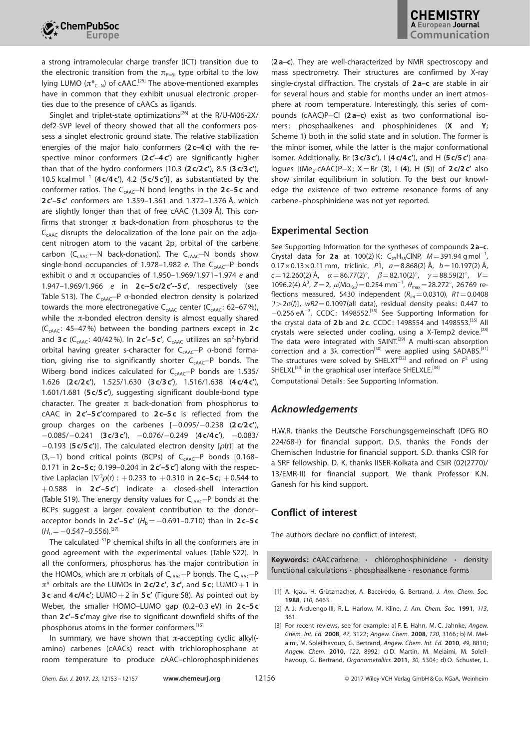a strong intramolecular charge transfer (ICT) transition due to the electronic transition from the $\pi_{P=Si}$ type orbital to the low lying LUMO ($\pi^*_{C-N}$) of cAAC.[25] The above-mentioned examples have in common that they exhibit unusual electronic properties due to the presence of cAACs as ligands.

Singlet and triplet-state optimizations[26] at the R/U-M06-2X/def2-SVP level of theory showed that all the conformers possess a singlet electronic ground state. The relative stabilization energies of the major halo conformers (**2c–4c**) with the respective minor conformers (**2c′–4c′**) are significantly higher than that of the hydro conformers [10.3 (**2c/2c′**), 8.5 (**3c/3c′**), 10.5 kcal mol$^{-1}$ (**4c/4c′**), 4.2 (**5c/5c′**)], as substantiated by the conformer ratios. The $C_{cAAC}$–N bond lengths in the **2c–5c** and **2c′–5c′** conformers are 1.359–1.361 and 1.372–1.376 Å, which are slightly longer than that of free cAAC (1.309 Å). This confirms that stronger π back-donation from phosphorus to the $C_{cAAC}$ disrupts the delocalization of the lone pair on the adjacent nitrogen atom to the vacant $2p_z$ orbital of the carbene carbon ($C_{cAAC}$←N back-donation). The $C_{cAAC}$–N bonds show single-bond occupancies of 1.978–1.982 *e*. The $C_{cAAC}$–P bonds exhibit σ and π occupancies of 1.950–1.969/1.971–1.974 *e* and 1.947–1.969/1.966 *e* in **2c–5c/2c′–5c′**, respectively (see Table S13). The $C_{cAAC}$–P σ-bonded electron density is polarized towards the more electronegative $C_{cAAC}$ center ($C_{cAAC}$: 62–67%), while the π-bonded electron density is almost equally shared ($C_{cAAC}$: 45–47%) between the bonding partners except in **2c** and **3c** ($C_{cAAC}$: 40/42%). In **2c′–5c′**, $C_{cAAC}$ utilizes an $sp^2$-hybrid orbital having greater s-character for $C_{cAAC}$–P σ-bond formation, giving rise to significantly shorter $C_{cAAC}$–P bonds. The Wiberg bond indices calculated for $C_{cAAC}$–P bonds are 1.535/1.626 (**2c/2c′**), 1.525/1.630 (**3c/3c′**), 1.516/1.638 (**4c/4c′**), 1.601/1.681 (**5c/5c′**), suggesting significant double-bond type character. The greater π back-donation from phosphorus to cAAC in **2c′–5c′** compared to **2c–5c** is reflected from the group charges on the carbenes [−0.095/−0.238 (**2c/2c′**), −0.085/−0.241 (**3c/3c′**), −0.076/−0.249 (**4c/4c′**), −0.083/−0.193 (**5c/5c′**)]. The calculated electron density [$\rho(r)$] at the (3,−1) bond critical points (BCPs) of $C_{cAAC}$–P bonds [0.168–0.171 in **2c–5c**; 0.199–0.204 in **2c′–5c′**] along with the respective Laplacian [$\nabla^2\rho(r)$ : +0.233 to +0.310 in **2c–5c**; +0.544 to +0.588 in **2c′–5c′**] indicate a closed-shell interaction (Table S19). The energy density values for $C_{cAAC}$–P bonds at the BCPs suggest a larger covalent contribution to the donor–acceptor bonds in **2c′–5c′** ($H_b$ = −0.691–0.710) than in **2c–5c** ($H_b$ = −0.547–0.556).[27]

The calculated $^{31}$P chemical shifts in all the conformers are in good agreement with the experimental values (Table S22). In all the conformers, phosphorus has the major contribution in the HOMOs, which are π orbitals of $C_{cAAC}$–P bonds. The $C_{cAAC}$–P π* orbitals are the LUMOs in **2c/2c′**, **3c′**, and **5c**; LUMO+1 in **3c** and **4c/4c′**; LUMO+2 in **5c′** (Figure S8). As pointed out by Weber, the smaller HOMO–LUMO gap (0.2–0.3 eV) in **2c–5c** than **2c′–5c′** may give rise to significant downfield shifts of the phosphorus atoms in the former conformers.[15]

In summary, we have shown that π-accepting cyclic alkyl(amino) carbenes (cAACs) react with trichlorophosphane at room temperature to produce cAAC–chlorophosphinidenes (**2a–c**). They are well-characterized by NMR spectroscopy and mass spectrometry. Their structures are confirmed by X-ray single-crystal diffraction. The crystals of **2a–c** are stable in air for several hours and stable for months under an inert atmosphere at room temperature. Interestingly, this series of compounds (cAAC)P–Cl (**2a–c**) exist as two conformational isomers: phosphaalkenes and phosphinidenes (**X** and **Y**; Scheme 1) both in the solid state and in solution. The former is the minor isomer, while the latter is the major conformational isomer. Additionally, Br (**3c/3c′**), I (**4c/4c′**), and H (**5c/5c′**) analogues [($Me_2$-cAAC)P–X; X = Br (**3**), I (**4**), H (**5**)] of **2c/2c′** also show similar equilibrium in solution. To the best our knowledge the existence of two extreme resonance forms of any carbene–phosphinidene was not yet reported.

## Experimental Section

See Supporting Information for the syntheses of compounds **2a–c**. Crystal data for **2a** at 100(2) K: $C_{23}H_{35}ClNP$, $M$ = 391.94 g mol$^{-1}$, 0.17 × 0.13 × 0.11 mm, triclinic, $P\bar{1}$, $a$ = 8.868(2) Å, $b$ = 10.197(2) Å, $c$ = 12.260(2) Å, $\alpha$ = 86.77(2)°, $\beta$ = 82.10(2)°, $\gamma$ = 88.59(2)°, $V$ = 1096.2(4) Å$^3$, $Z$ = 2, $\mu(Mo_{K\alpha})$ = 0.254 mm$^{-1}$, $\theta_{max}$ = 28.272°, 26769 reflections measured, 5430 independent ($R_{int}$ = 0.0310), $R1$ = 0.0408 [$I > 2\sigma(I)$], $wR2$ = 0.1097(all data), residual density peaks: 0.447 to −0.256 e Å$^{-3}$, CCDC: 1498552.[35] See Supporting Information for the crystal data of **2b** and **2c**. CCDC: 1498554 and 1498553.[35] All crystals were selected under cooling, using a X-Temp2 device.[28] The data were integrated with SAINT.[29] A multi-scan absorption correction and a 3λ correction[30] were applied using SADABS.[31] The structures were solved by SHELXT[32] and refined on $F^2$ using SHELXL[33] in the graphical user interface SHELXLE.[34]

Computational Details: See Supporting Information.

## *Acknowledgements*

H.W.R. thanks the Deutsche Forschungsgemeinschaft (DFG RO 224/68-I) for financial support. D.S. thanks the Fonds der Chemischen Industrie for financial support. S.D. thanks CSIR for a SRF fellowship. D. K. thanks IISER-Kolkata and CSIR (02(2770)/13/EMR-II) for financial support. We thank Professor K.N. Ganesh for his kind support.

## Conflict of interest

The authors declare no conflict of interest.

**Keywords:** cAACcarbene · chlorophosphinidene · density functional calculations · phosphaalkene · resonance forms

[1] A. Igau, H. Grützmacher, A. Baceiredo, G. Bertrand, *J. Am. Chem. Soc.* **1988**, *110*, 6463.

[2] A. J. Arduengo III, R. L. Harlow, M. Kline, *J. Am. Chem. Soc.* **1991**, *113*, 361.

[3] For recent reviews, see for example: a) F. E. Hahn, M. C. Jahnke, *Angew. Chem. Int. Ed.* **2008**, *47*, 3122; *Angew. Chem.* **2008**, *120*, 3166; b) M. Melaimi, M. Soleilhavoup, G. Bertrand, *Angew. Chem. Int. Ed.* **2010**, *49*, 8810; *Angew. Chem.* **2010**, *122*, 8992; c) D. Martin, M. Melaimi, M. Soleilhavoup, G. Bertrand, *Organometallics* **2011**, *30*, 5304; d) O. Schuster, L.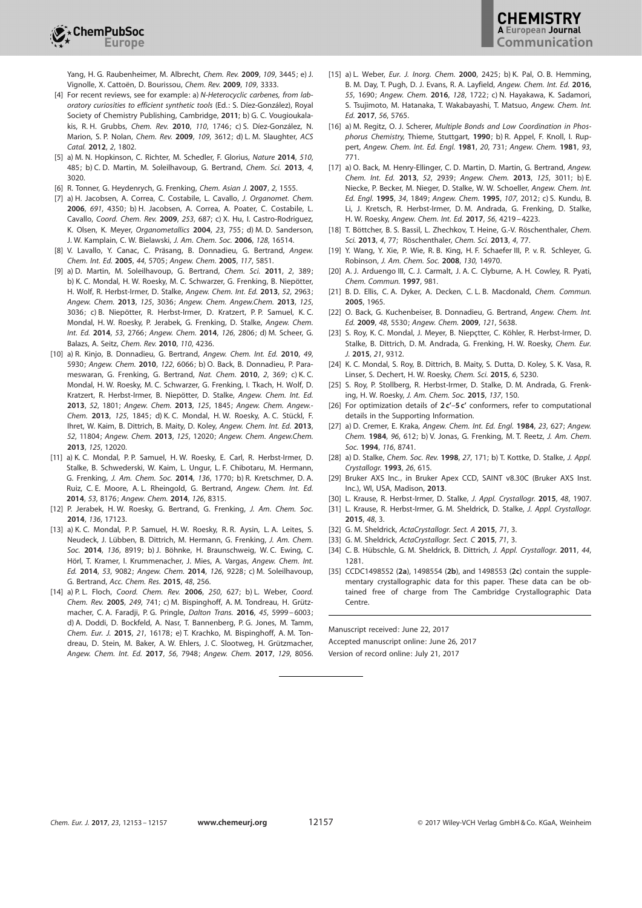Yang, H. G. Raubenheimer, M. Albrecht, *Chem. Rev.* **2009**, *109*, 3445; e) J. Vignolle, X. Cattoën, D. Bourissou, *Chem. Rev.* **2009**, *109*, 3333.

[4] For recent reviews, see for example: a) *N-Heterocyclic carbenes, from laboratory curiosities to efficient synthetic tools* (Ed.: S. Díez-González), Royal Society of Chemistry Publishing, Cambridge, **2011**; b) G. C. Vougioukalakis, R. H. Grubbs, *Chem. Rev.* **2010**, *110*, 1746; c) S. Díez-González, N. Marion, S. P. Nolan, *Chem. Rev.* **2009**, *109*, 3612; d) L. M. Slaughter, *ACS Catal.* **2012**, *2*, 1802.

[5] a) M. N. Hopkinson, C. Richter, M. Schedler, F. Glorius, *Nature* **2014**, *510*, 485; b) C. D. Martin, M. Soleilhavoup, G. Bertrand, *Chem. Sci.* **2013**, *4*, 3020.

[6] R. Tonner, G. Heydenrych, G. Frenking, *Chem. Asian J.* **2007**, *2*, 1555.

[7] a) H. Jacobsen, A. Correa, C. Costabile, L. Cavallo, *J. Organomet. Chem.* **2006**, *691*, 4350; b) H. Jacobsen, A. Correa, A. Poater, C. Costabile, L. Cavallo, *Coord. Chem. Rev.* **2009**, *253*, 687; c) X. Hu, I. Castro-Rodriguez, K. Olsen, K. Meyer, *Organometallics* **2004**, *23*, 755; d) M. D. Sanderson, J. W. Kamplain, C. W. Bielawski, *J. Am. Chem. Soc.* **2006**, *128*, 16514.

[8] V. Lavallo, Y. Canac, C. Präsang, B. Donnadieu, G. Bertrand, *Angew. Chem. Int. Ed.* **2005**, *44*, 5705; *Angew. Chem.* **2005**, *117*, 5851.

[9] a) D. Martin, M. Soleilhavoup, G. Bertrand, *Chem. Sci.* **2011**, *2*, 389; b) K. C. Mondal, H. W. Roesky, M. C. Schwarzer, G. Frenking, B. Niepötter, H. Wolf, R. Herbst-Irmer, D. Stalke, *Angew. Chem. Int. Ed.* **2013**, *52*, 2963; *Angew. Chem.* **2013**, *125*, 3036; *Angew. Chem. Angew.Chem.* **2013**, *125*, 3036; c) B. Niepötter, R. Herbst-Irmer, D. Kratzert, P. P. Samuel, K. C. Mondal, H. W. Roesky, P. Jerabek, G. Frenking, D. Stalke, *Angew. Chem. Int. Ed.* **2014**, *53*, 2766; *Angew. Chem.* **2014**, *126*, 2806; d) M. Scheer, G. Balazs, A. Seitz, *Chem. Rev.* **2010**, *110*, 4236.

[10] a) R. Kinjo, B. Donnadieu, G. Bertrand, *Angew. Chem. Int. Ed.* **2010**, *49*, 5930; *Angew. Chem.* **2010**, *122*, 6066; b) O. Back, B. Donnadieu, P. Parameswaran, G. Frenking, G. Bertrand, *Nat. Chem.* **2010**, *2*, 369; c) K. C. Mondal, H. W. Roesky, M. C. Schwarzer, G. Frenking, I. Tkach, H. Wolf, D. Kratzert, R. Herbst-Irmer, B. Niepötter, D. Stalke, *Angew. Chem. Int. Ed.* **2013**, *52*, 1801; *Angew. Chem.* **2013**, *125*, 1845; *Angew. Chem. Angew.-Chem.* **2013**, *125*, 1845; d) K. C. Mondal, H. W. Roesky, A. C. Stückl, F. Ihret, W. Kaim, B. Dittrich, B. Maity, D. Koley, *Angew. Chem. Int. Ed.* **2013**, *52*, 11804; *Angew. Chem.* **2013**, *125*, 12020; *Angew. Chem. Angew.Chem.* **2013**, *125*, 12020.

[11] a) K. C. Mondal, P. P. Samuel, H. W. Roesky, E. Carl, R. Herbst-Irmer, D. Stalke, B. Schwederski, W. Kaim, L. Ungur, L. F. Chibotaru, M. Hermann, G. Frenking, *J. Am. Chem. Soc.* **2014**, *136*, 1770; b) R. Kretschmer, D. A. Ruiz, C. E. Moore, A. L. Rheingold, G. Bertrand, *Angew. Chem. Int. Ed.* **2014**, *53*, 8176; *Angew. Chem.* **2014**, *126*, 8315.

[12] P. Jerabek, H. W. Roesky, G. Bertrand, G. Frenking, *J. Am. Chem. Soc.* **2014**, *136*, 17123.

[13] a) K. C. Mondal, P. P. Samuel, H. W. Roesky, R. R. Aysin, L. A. Leites, S. Neudeck, J. Lübben, B. Dittrich, M. Hermann, G. Frenking, *J. Am. Chem. Soc.* **2014**, *136*, 8919; b) J. Böhnke, H. Braunschweig, W. C. Ewing, C. Hörl, T. Kramer, I. Krummenacher, J. Mies, A. Vargas, *Angew. Chem. Int. Ed.* **2014**, *53*, 9082; *Angew. Chem.* **2014**, *126*, 9228; c) M. Soleilhavoup, G. Bertrand, *Acc. Chem. Res.* **2015**, *48*, 256.

[14] a) P. L. Floch, *Coord. Chem. Rev.* **2006**, *250*, 627; b) L. Weber, *Coord. Chem. Rev.* **2005**, *249*, 741; c) M. Bispinghoff, A. M. Tondreau, H. Grützmacher, C. A. Faradji, P. G. Pringle, *Dalton Trans.* **2016**, *45*, 5999–6003; d) A. Doddi, D. Bockfeld, A. Nasr, T. Bannenberg, P. G. Jones, M. Tamm, *Chem. Eur. J.* **2015**, *21*, 16178; e) T. Krachko, M. Bispinghoff, A. M. Tondreau, D. Stein, M. Baker, A. W. Ehlers, J. C. Slootweg, H. Grützmacher, *Angew. Chem. Int. Ed.* **2017**, *56*, 7948; *Angew. Chem.* **2017**, *129*, 8056.

[15] a) L. Weber, *Eur. J. Inorg. Chem.* **2000**, 2425; b) K. Pal, O. B. Hemming, B. M. Day, T. Pugh, D. J. Evans, R. A. Layfield, *Angew. Chem. Int. Ed.* **2016**, *55*, 1690; *Angew. Chem.* **2016**, *128*, 1722; c) N. Hayakawa, K. Sadamori, S. Tsujimoto, M. Hatanaka, T. Wakabayashi, T. Matsuo, *Angew. Chem. Int. Ed.* **2017**, *56*, 5765.

[16] a) M. Regitz, O. J. Scherer, *Multiple Bonds and Low Coordination in Phosphorus Chemistry*, Thieme, Stuttgart, **1990**; b) R. Appel, F. Knoll, I. Ruppert, *Angew. Chem. Int. Ed. Engl.* **1981**, *20*, 731; *Angew. Chem.* **1981**, *93*, 771.

[17] a) O. Back, M. Henry-Ellinger, C. D. Martin, D. Martin, G. Bertrand, *Angew. Chem. Int. Ed.* **2013**, *52*, 2939; *Angew. Chem.* **2013**, *125*, 3011; b) E. Niecke, P. Becker, M. Nieger, D. Stalke, W. W. Schoeller, *Angew. Chem. Int. Ed. Engl.* **1995**, *34*, 1849; *Angew. Chem.* **1995**, *107*, 2012; c) S. Kundu, B. Li, J. Kretsch, R. Herbst-Irmer, D. M. Andrada, G. Frenking, D. Stalke, H. W. Roesky, *Angew. Chem. Int. Ed.* **2017**, *56*, 4219–4223.

[18] T. Böttcher, B. S. Bassil, L. Zhechkov, T. Heine, G.-V. Röschenthaler, *Chem. Sci.* **2013**, *4*, 77; Röschenthaler, *Chem. Sci.* **2013**, *4*, 77.

[19] Y. Wang, Y. Xie, P. Wie, R. B. King, H. F. Schaefer III, P. v. R. Schleyer, G. Robinson, *J. Am. Chem. Soc.* **2008**, *130*, 14970.

[20] A. J. Arduengo III, C. J. Carmalt, J. A. C. Clyburne, A. H. Cowley, R. Pyati, *Chem. Commun.* **1997**, 981.

[21] B. D. Ellis, C. A. Dyker, A. Decken, C. L. B. Macdonald, *Chem. Commun.* **2005**, 1965.

[22] O. Back, G. Kuchenbeiser, B. Donnadieu, G. Bertrand, *Angew. Chem. Int. Ed.* **2009**, *48*, 5530; *Angew. Chem.* **2009**, *121*, 5638.

[23] S. Roy, K. C. Mondal, J. Meyer, B. Niepçtter, C. Köhler, R. Herbst-Irmer, D. Stalke, B. Dittrich, D. M. Andrada, G. Frenking, H. W. Roesky, *Chem. Eur. J.* **2015**, *21*, 9312.

[24] K. C. Mondal, S. Roy, B. Dittrich, B. Maity, S. Dutta, D. Koley, S. K. Vasa, R. Linser, S. Dechert, H. W. Roesky, *Chem. Sci.* **2015**, *6*, 5230.

[25] S. Roy, P. Stollberg, R. Herbst-Irmer, D. Stalke, D. M. Andrada, G. Frenking, H. W. Roesky, *J. Am. Chem. Soc.* **2015**, *137*, 150.

[26] For optimization details of **2c'–5c'** conformers, refer to computational details in the Supporting Information.

[27] a) D. Cremer, E. Kraka, *Angew. Chem. Int. Ed. Engl.* **1984**, *23*, 627; *Angew. Chem.* **1984**, *96*, 612; b) V. Jonas, G. Frenking, M. T. Reetz, *J. Am. Chem. Soc.* **1994**, *116*, 8741.

[28] a) D. Stalke, *Chem. Soc. Rev.* **1998**, *27*, 171; b) T. Kottke, D. Stalke, *J. Appl. Crystallogr.* **1993**, *26*, 615.

[29] Bruker AXS Inc., in Bruker Apex CCD, SAINT v8.30C (Bruker AXS Inst. Inc.), WI, USA, Madison, **2013**.

[30] L. Krause, R. Herbst-Irmer, D. Stalke, *J. Appl. Crystallogr.* **2015**, *48*, 1907.

[31] L. Krause, R. Herbst-Irmer, G. M. Sheldrick, D. Stalke, *J. Appl. Crystallogr.* **2015**, *48*, 3.

[32] G. M. Sheldrick, *ActaCrystallogr. Sect. A* **2015**, *71*, 3.

[33] G. M. Sheldrick, *ActaCrystallogr. Sect. C* **2015**, *71*, 3.

[34] C. B. Hübschle, G. M. Sheldrick, B. Dittrich, *J. Appl. Crystallogr.* **2011**, *44*, 1281.

[35] CCDC1498552 (**2a**), 1498554 (**2b**), and 1498553 (**2c**) contain the supplementary crystallographic data for this paper. These data can be obtained free of charge from The Cambridge Crystallographic Data Centre.

Manuscript received: June 22, 2017
Accepted manuscript online: June 26, 2017
Version of record online: July 21, 2017